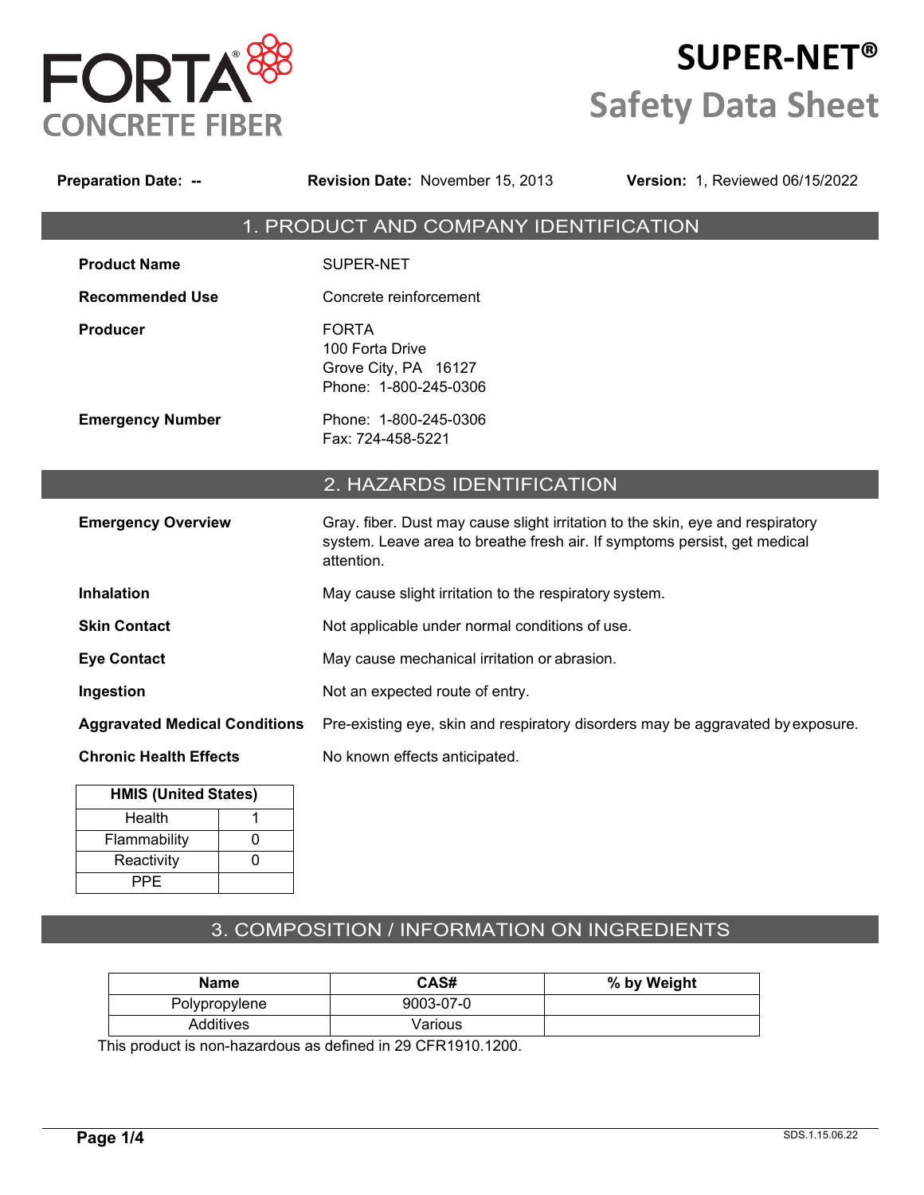FORTA® CONCRETE FIBER

# SUPER-NET® Safety Data Sheet

**Preparation Date:** -- **Revision Date:** November 15, 2013 **Version:** 1, Reviewed 06/15/2022

## 1. PRODUCT AND COMPANY IDENTIFICATION

**Product Name** SUPER-NET

**Recommended Use** Concrete reinforcement

**Producer** FORTA
100 Forta Drive
Grove City, PA 16127
Phone: 1-800-245-0306

**Emergency Number** Phone: 1-800-245-0306
Fax: 724-458-5221

## 2. HAZARDS IDENTIFICATION

**Emergency Overview** Gray. fiber. Dust may cause slight irritation to the skin, eye and respiratory system. Leave area to breathe fresh air. If symptoms persist, get medical attention.

**Inhalation** May cause slight irritation to the respiratory system.

**Skin Contact** Not applicable under normal conditions of use.

**Eye Contact** May cause mechanical irritation or abrasion.

**Ingestion** Not an expected route of entry.

**Aggravated Medical Conditions** Pre-existing eye, skin and respiratory disorders may be aggravated by exposure.

**Chronic Health Effects** No known effects anticipated.

| HMIS (United States) | |
|---|---|
| Health | 1 |
| Flammability | 0 |
| Reactivity | 0 |
| PPE | |

## 3. COMPOSITION / INFORMATION ON INGREDIENTS

| Name | CAS# | % by Weight |
|---|---|---|
| Polypropylene | 9003-07-0 | |
| Additives | Various | |

This product is non-hazardous as defined in 29 CFR1910.1200.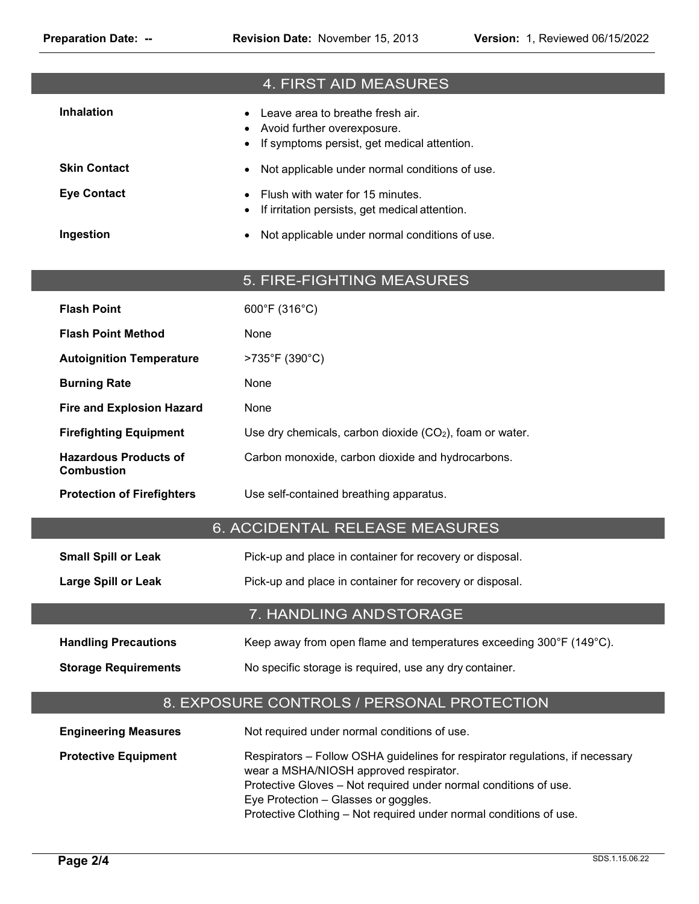## 4. FIRST AID MEASURES

**Inhalation**

- Leave area to breathe fresh air.
- Avoid further overexposure.
- If symptoms persist, get medical attention.

**Skin Contact**

- Not applicable under normal conditions of use.

**Eye Contact**

- Flush with water for 15 minutes.
- If irritation persists, get medical attention.

**Ingestion**

- Not applicable under normal conditions of use.

## 5. FIRE-FIGHTING MEASURES

| | |
|---|---|
| **Flash Point** | 600°F (316°C) |
| **Flash Point Method** | None |
| **Autoignition Temperature** | >735°F (390°C) |
| **Burning Rate** | None |
| **Fire and Explosion Hazard** | None |
| **Firefighting Equipment** | Use dry chemicals, carbon dioxide ($CO_2$), foam or water. |
| **Hazardous Products of Combustion** | Carbon monoxide, carbon dioxide and hydrocarbons. |
| **Protection of Firefighters** | Use self-contained breathing apparatus. |

## 6. ACCIDENTAL RELEASE MEASURES

| | |
|---|---|
| **Small Spill or Leak** | Pick-up and place in container for recovery or disposal. |
| **Large Spill or Leak** | Pick-up and place in container for recovery or disposal. |

## 7. HANDLING AND STORAGE

| | |
|---|---|
| **Handling Precautions** | Keep away from open flame and temperatures exceeding 300°F (149°C). |
| **Storage Requirements** | No specific storage is required, use any dry container. |

## 8. EXPOSURE CONTROLS / PERSONAL PROTECTION

**Engineering Measures**

Not required under normal conditions of use.

**Protective Equipment**

Respirators – Follow OSHA guidelines for respirator regulations, if necessary wear a MSHA/NIOSH approved respirator.
Protective Gloves – Not required under normal conditions of use.
Eye Protection – Glasses or goggles.
Protective Clothing – Not required under normal conditions of use.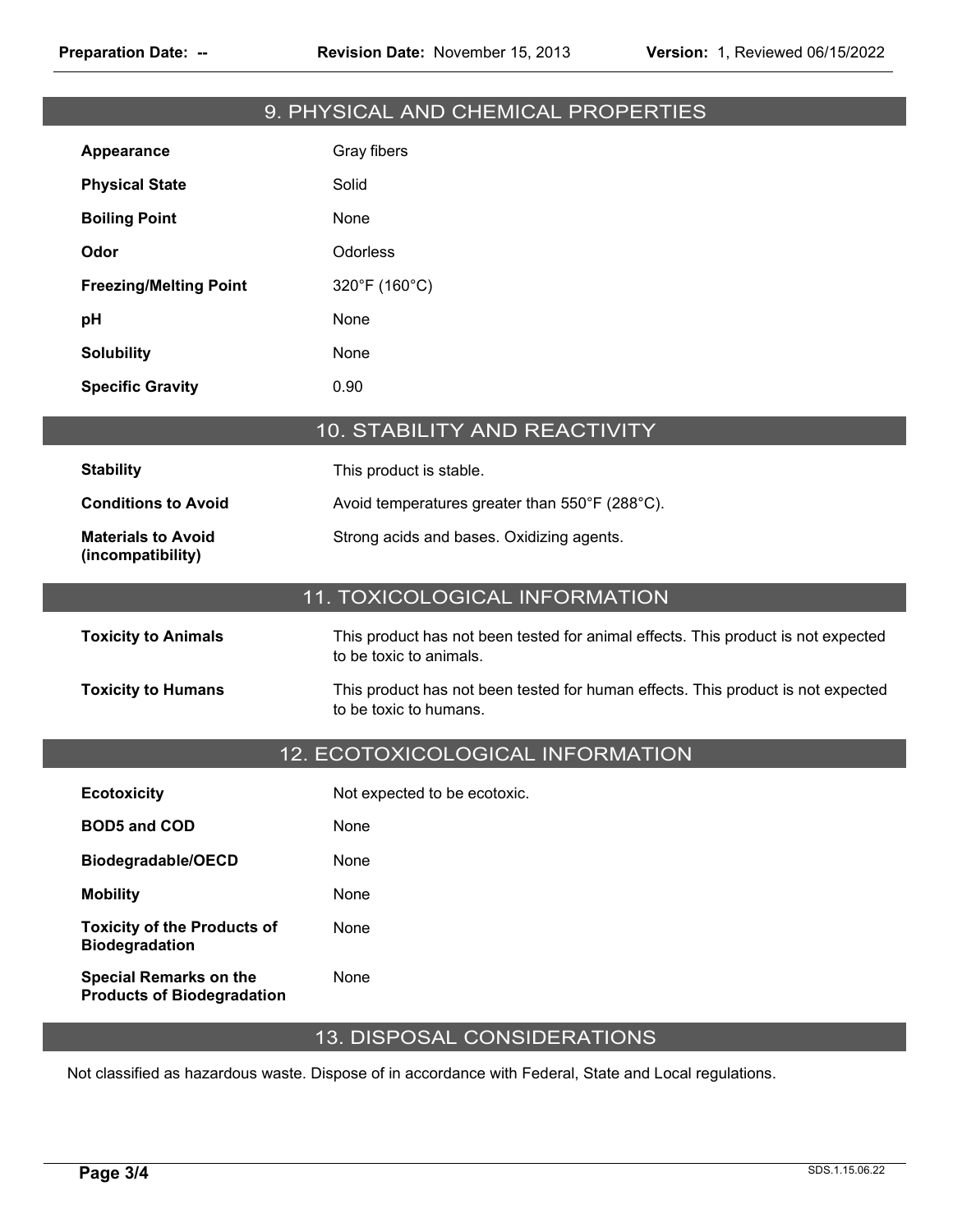## 9. PHYSICAL AND CHEMICAL PROPERTIES

| | |
|---|---|
| **Appearance** | Gray fibers |
| **Physical State** | Solid |
| **Boiling Point** | None |
| **Odor** | Odorless |
| **Freezing/Melting Point** | 320°F (160°C) |
| **pH** | None |
| **Solubility** | None |
| **Specific Gravity** | 0.90 |

## 10. STABILITY AND REACTIVITY

| | |
|---|---|
| **Stability** | This product is stable. |
| **Conditions to Avoid** | Avoid temperatures greater than 550°F (288°C). |
| **Materials to Avoid (incompatibility)** | Strong acids and bases. Oxidizing agents. |

## 11. TOXICOLOGICAL INFORMATION

| | |
|---|---|
| **Toxicity to Animals** | This product has not been tested for animal effects. This product is not expected to be toxic to animals. |
| **Toxicity to Humans** | This product has not been tested for human effects. This product is not expected to be toxic to humans. |

## 12. ECOTOXICOLOGICAL INFORMATION

| | |
|---|---|
| **Ecotoxicity** | Not expected to be ecotoxic. |
| **BOD5 and COD** | None |
| **Biodegradable/OECD** | None |
| **Mobility** | None |
| **Toxicity of the Products of Biodegradation** | None |
| **Special Remarks on the Products of Biodegradation** | None |

## 13. DISPOSAL CONSIDERATIONS

Not classified as hazardous waste. Dispose of in accordance with Federal, State and Local regulations.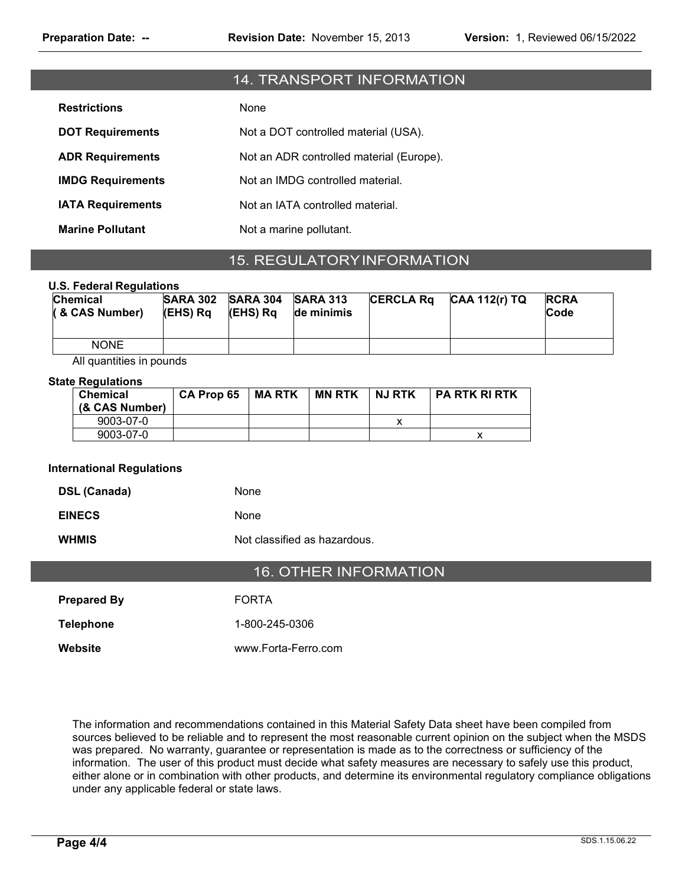## 14. TRANSPORT INFORMATION

**Restrictions** None

**DOT Requirements** Not a DOT controlled material (USA).

**ADR Requirements** Not an ADR controlled material (Europe).

**IMDG Requirements** Not an IMDG controlled material.

**IATA Requirements** Not an IATA controlled material.

**Marine Pollutant** Not a marine pollutant.

## 15. REGULATORY INFORMATION

**U.S. Federal Regulations**

| Chemical ( & CAS Number) | SARA 302 (EHS) Rq | SARA 304 (EHS) Rq | SARA 313 de minimis | CERCLA Rq | CAA 112(r) TQ | RCRA Code |
|---|---|---|---|---|---|---|
| NONE | | | | | | |

All quantities in pounds

**State Regulations**

| Chemical (& CAS Number) | CA Prop 65 | MA RTK | MN RTK | NJ RTK | PA RTK RI RTK |
|---|---|---|---|---|---|
| 9003-07-0 | | | | x | |
| 9003-07-0 | | | | | x |

**International Regulations**

**DSL (Canada)** None

**EINECS** None

**WHMIS** Not classified as hazardous.

## 16. OTHER INFORMATION

**Prepared By** FORTA

**Telephone** 1-800-245-0306

**Website** www.Forta-Ferro.com

The information and recommendations contained in this Material Safety Data sheet have been compiled from sources believed to be reliable and to represent the most reasonable current opinion on the subject when the MSDS was prepared. No warranty, guarantee or representation is made as to the correctness or sufficiency of the information. The user of this product must decide what safety measures are necessary to safely use this product, either alone or in combination with other products, and determine its environmental regulatory compliance obligations under any applicable federal or state laws.